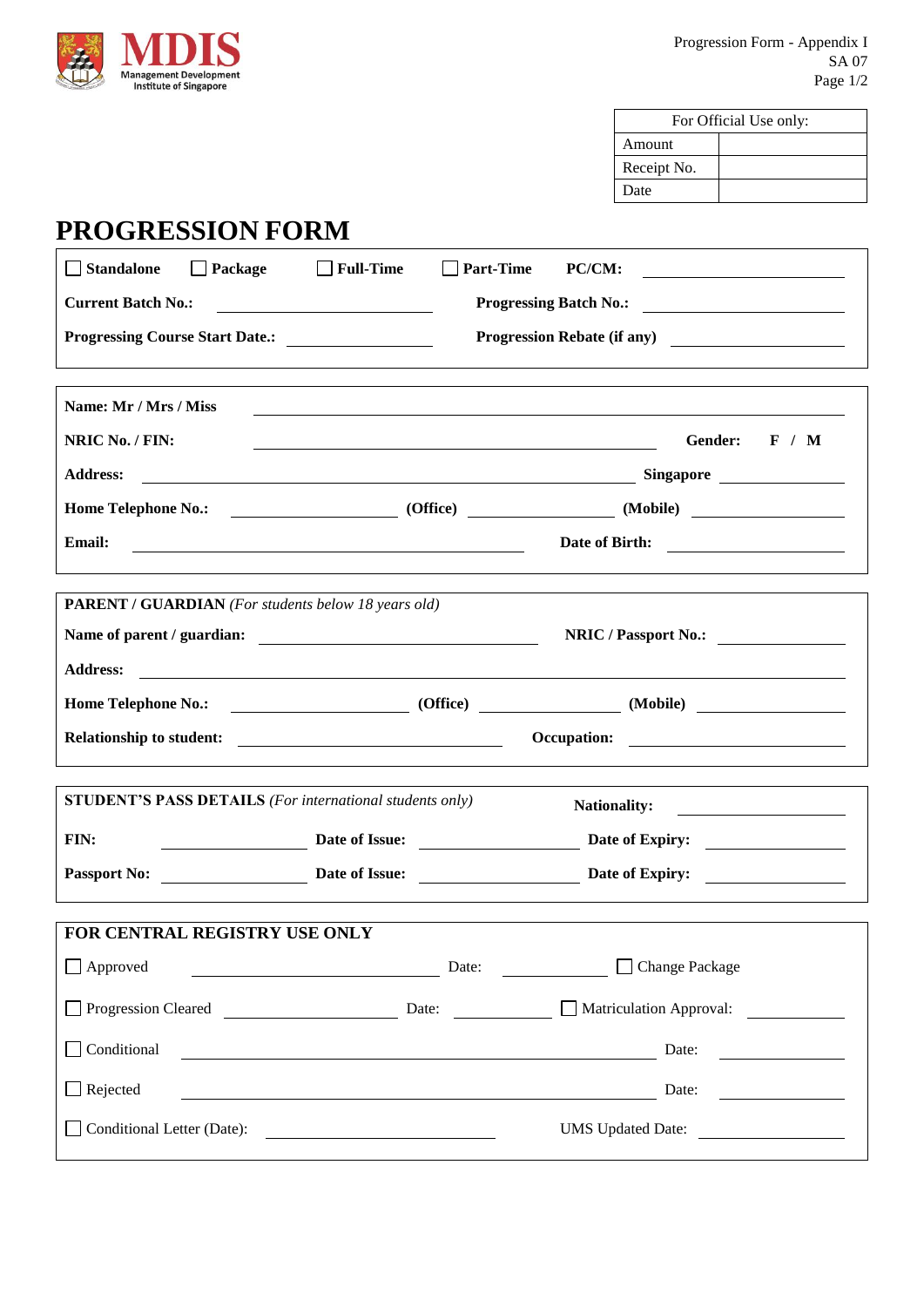MDIS
Management Development Institute of Singapore

Progression Form - Appendix I
SA 07

| For Official Use only: | |
|---|---|
| Amount | |
| Receipt No. | |
| Date | |

# PROGRESSION FORM

☐ **Standalone** ☐ **Package** ☐ **Full-Time** ☐ **Part-Time** **PC/CM:** ______________

**Current Batch No.:** ______________ **Progressing Batch No.:** ______________

**Progressing Course Start Date.:** ______________ **Progression Rebate (if any)** ______________

---

**Name: Mr / Mrs / Miss** ______________________________

**NRIC No. / FIN:** ______________________ **Gender: F / M**

**Address:** ______________________________ **Singapore** ______________

**Home Telephone No.:** ______________ **(Office)** ______________ **(Mobile)** ______________

**Email:** ______________________ **Date of Birth:** ______________

---

**PARENT / GUARDIAN** *(For students below 18 years old)*

**Name of parent / guardian:** ______________________ **NRIC / Passport No.:** ______________

**Address:** ______________________________

**Home Telephone No.:** ______________ **(Office)** ______________ **(Mobile)** ______________

**Relationship to student:** ______________________ **Occupation:** ______________

---

**STUDENT'S PASS DETAILS** *(For international students only)* **Nationality:** ______________

**FIN:** ______________ **Date of Issue:** ______________ **Date of Expiry:** ______________

**Passport No:** ______________ **Date of Issue:** ______________ **Date of Expiry:** ______________

---

**FOR CENTRAL REGISTRY USE ONLY**

☐ Approved ______________ Date: ______________ ☐ Change Package

☐ Progression Cleared ______________ Date: ______________ ☐ Matriculation Approval: ______________

☐ Conditional ______________________________ Date: ______________

☐ Rejected ______________________________ Date: ______________

☐ Conditional Letter (Date): ______________ UMS Updated Date: ______________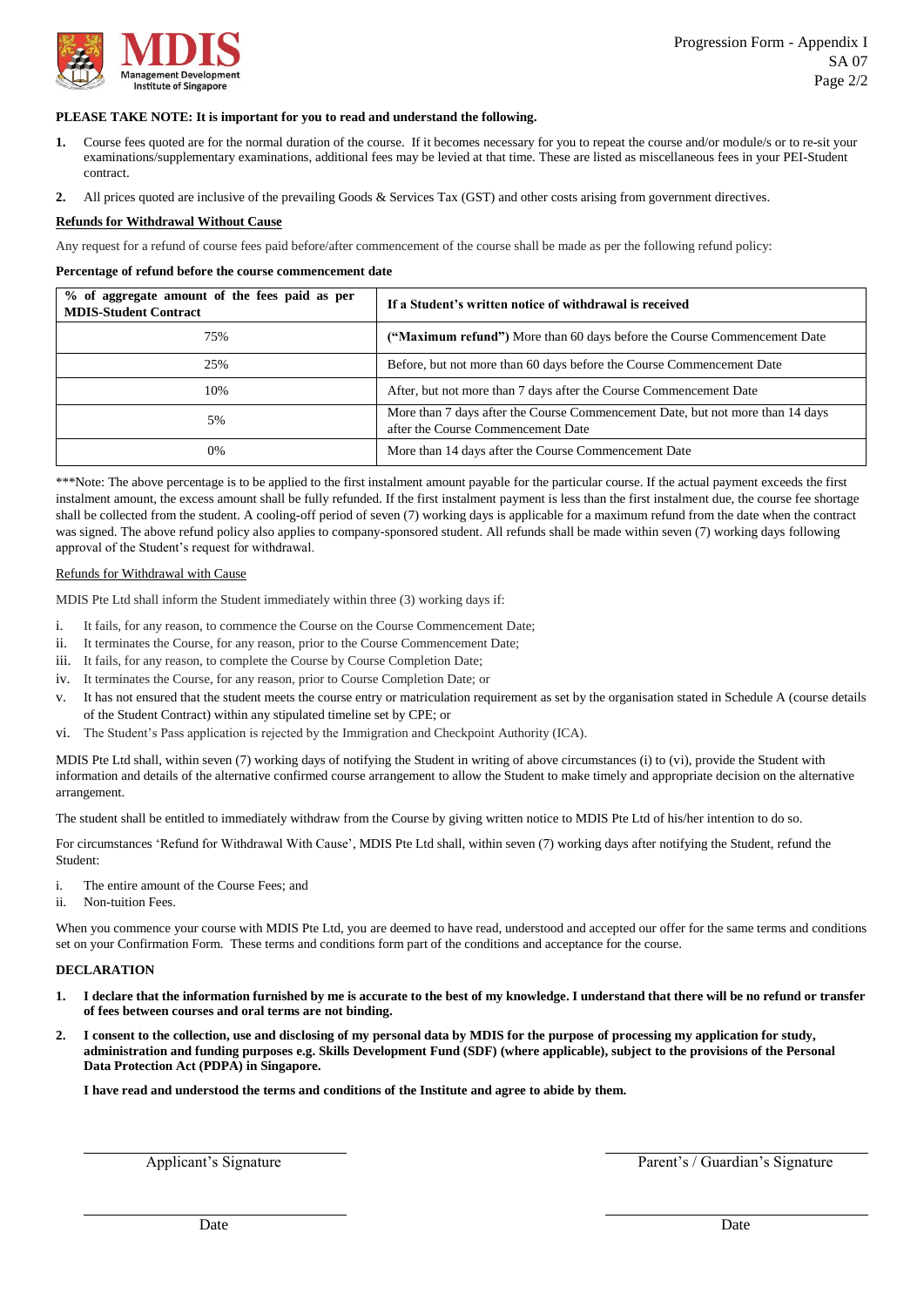**PLEASE TAKE NOTE: It is important for you to read and understand the following.**

1. Course fees quoted are for the normal duration of the course. If it becomes necessary for you to repeat the course and/or module/s or to re-sit your examinations/supplementary examinations, additional fees may be levied at that time. These are listed as miscellaneous fees in your PEI-Student contract.
2. All prices quoted are inclusive of the prevailing Goods & Services Tax (GST) and other costs arising from government directives.

**Refunds for Withdrawal Without Cause**

Any request for a refund of course fees paid before/after commencement of the course shall be made as per the following refund policy:

**Percentage of refund before the course commencement date**

| % of aggregate amount of the fees paid as per MDIS-Student Contract | If a Student's written notice of withdrawal is received |
|---|---|
| 75% | **("Maximum refund")** More than 60 days before the Course Commencement Date |
| 25% | Before, but not more than 60 days before the Course Commencement Date |
| 10% | After, but not more than 7 days after the Course Commencement Date |
| 5% | More than 7 days after the Course Commencement Date, but not more than 14 days after the Course Commencement Date |
| 0% | More than 14 days after the Course Commencement Date |

***Note: The above percentage is to be applied to the first instalment amount payable for the particular course. If the actual payment exceeds the first instalment amount, the excess amount shall be fully refunded. If the first instalment payment is less than the first instalment due, the course fee shortage shall be collected from the student. A cooling-off period of seven (7) working days is applicable for a maximum refund from the date when the contract was signed. The above refund policy also applies to company-sponsored student. All refunds shall be made within seven (7) working days following approval of the Student's request for withdrawal.

Refunds for Withdrawal with Cause

MDIS Pte Ltd shall inform the Student immediately within three (3) working days if:

i. It fails, for any reason, to commence the Course on the Course Commencement Date;
ii. It terminates the Course, for any reason, prior to the Course Commencement Date;
iii. It fails, for any reason, to complete the Course by Course Completion Date;
iv. It terminates the Course, for any reason, prior to Course Completion Date; or
v. It has not ensured that the student meets the course entry or matriculation requirement as set by the organisation stated in Schedule A (course details of the Student Contract) within any stipulated timeline set by CPE; or
vi. The Student's Pass application is rejected by the Immigration and Checkpoint Authority (ICA).

MDIS Pte Ltd shall, within seven (7) working days of notifying the Student in writing of above circumstances (i) to (vi), provide the Student with information and details of the alternative confirmed course arrangement to allow the Student to make timely and appropriate decision on the alternative arrangement.

The student shall be entitled to immediately withdraw from the Course by giving written notice to MDIS Pte Ltd of his/her intention to do so.

For circumstances 'Refund for Withdrawal With Cause', MDIS Pte Ltd shall, within seven (7) working days after notifying the Student, refund the Student:

i. The entire amount of the Course Fees; and
ii. Non-tuition Fees.

When you commence your course with MDIS Pte Ltd, you are deemed to have read, understood and accepted our offer for the same terms and conditions set on your Confirmation Form. These terms and conditions form part of the conditions and acceptance for the course.

**DECLARATION**

1. **I declare that the information furnished by me is accurate to the best of my knowledge. I understand that there will be no refund or transfer of fees between courses and oral terms are not binding.**
2. **I consent to the collection, use and disclosing of my personal data by MDIS for the purpose of processing my application for study, administration and funding purposes e.g. Skills Development Fund (SDF) (where applicable), subject to the provisions of the Personal Data Protection Act (PDPA) in Singapore.**

**I have read and understood the terms and conditions of the Institute and agree to abide by them.**

Applicant's Signature

Parent's / Guardian's Signature

Date

Date